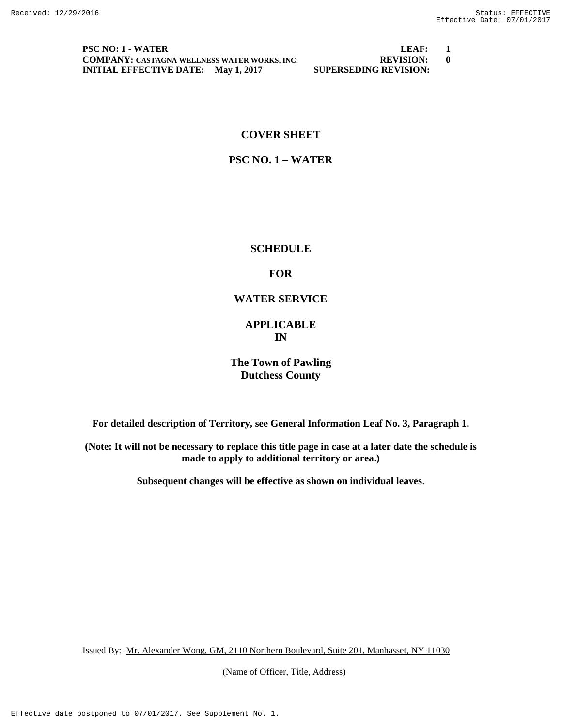**PSC NO: 1 - WATER** **LEAF: 1**
**COMPANY: CASTAGNA WELLNESS WATER WORKS, INC.** **REVISION: 0**
**INITIAL EFFECTIVE DATE: May 1, 2017** **SUPERSEDING REVISION:**

# COVER SHEET

# PSC NO. 1 – WATER

## SCHEDULE

## FOR

## WATER SERVICE

## APPLICABLE IN

## The Town of Pawling Dutchess County

**For detailed description of Territory, see General Information Leaf No. 3, Paragraph 1.**

**(Note: It will not be necessary to replace this title page in case at a later date the schedule is made to apply to additional territory or area.)**

**Subsequent changes will be effective as shown on individual leaves**.

Issued By: Mr. Alexander Wong, GM, 2110 Northern Boulevard, Suite 201, Manhasset, NY 11030

(Name of Officer, Title, Address)

Effective date postponed to 07/01/2017. See Supplement No. 1.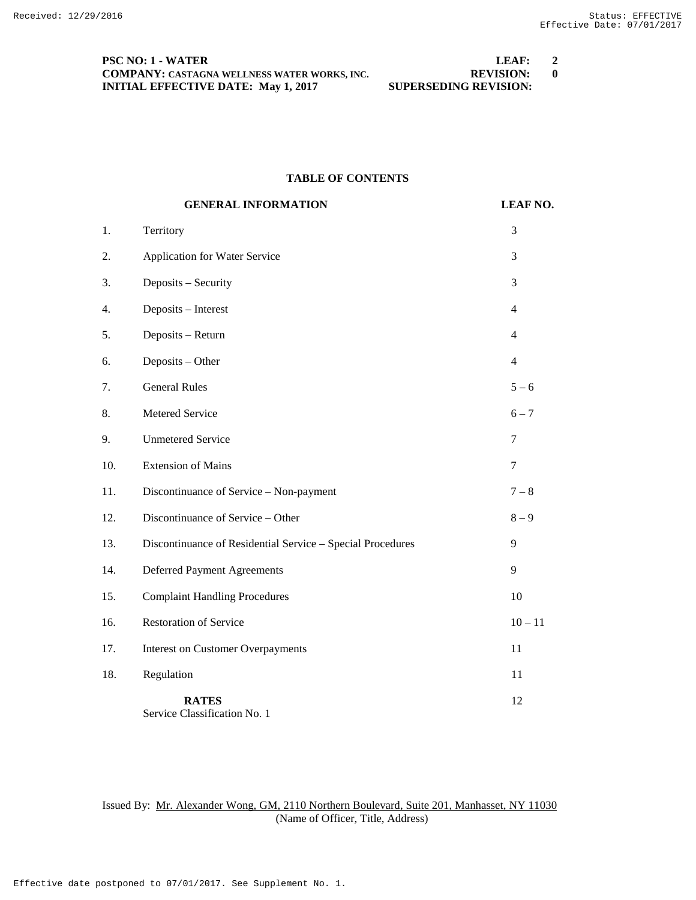**PSC NO: 1 - WATER** **LEAF: 2**
**COMPANY: CASTAGNA WELLNESS WATER WORKS, INC.** **REVISION: 0**
**INITIAL EFFECTIVE DATE: May 1, 2017** **SUPERSEDING REVISION:**

## TABLE OF CONTENTS

| | **GENERAL INFORMATION** | **LEAF NO.** |
|---|---|---|
| 1. | Territory | 3 |
| 2. | Application for Water Service | 3 |
| 3. | Deposits – Security | 3 |
| 4. | Deposits – Interest | 4 |
| 5. | Deposits – Return | 4 |
| 6. | Deposits – Other | 4 |
| 7. | General Rules | 5 – 6 |
| 8. | Metered Service | 6 – 7 |
| 9. | Unmetered Service | 7 |
| 10. | Extension of Mains | 7 |
| 11. | Discontinuance of Service – Non-payment | 7 – 8 |
| 12. | Discontinuance of Service – Other | 8 – 9 |
| 13. | Discontinuance of Residential Service – Special Procedures | 9 |
| 14. | Deferred Payment Agreements | 9 |
| 15. | Complaint Handling Procedures | 10 |
| 16. | Restoration of Service | 10 – 11 |
| 17. | Interest on Customer Overpayments | 11 |
| 18. | Regulation | 11 |
| | **RATES**<br>Service Classification No. 1 | 12 |

Issued By: Mr. Alexander Wong, GM, 2110 Northern Boulevard, Suite 201, Manhasset, NY 11030
(Name of Officer, Title, Address)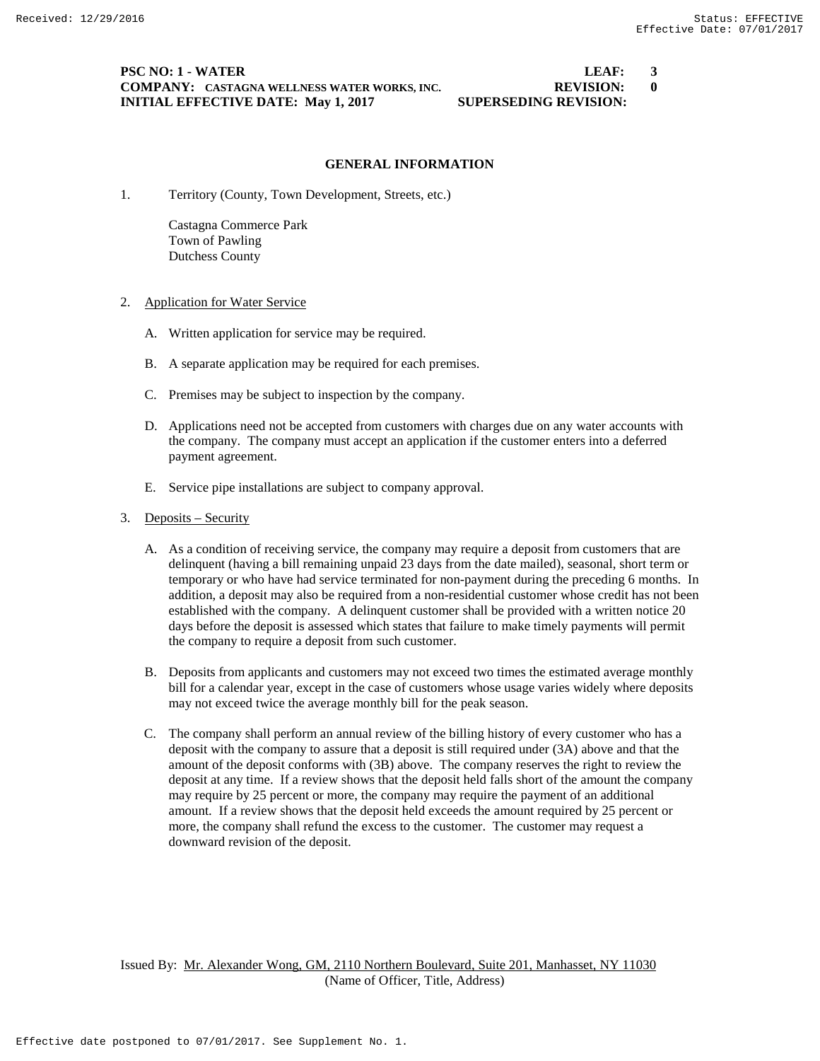**PSC NO: 1 - WATER** **LEAF: 3**
**COMPANY: CASTAGNA WELLNESS WATER WORKS, INC.** **REVISION: 0**
**INITIAL EFFECTIVE DATE: May 1, 2017** **SUPERSEDING REVISION:**

## GENERAL INFORMATION

1. Territory (County, Town Development, Streets, etc.)

   Castagna Commerce Park
   Town of Pawling
   Dutchess County

2. Application for Water Service

   A. Written application for service may be required.

   B. A separate application may be required for each premises.

   C. Premises may be subject to inspection by the company.

   D. Applications need not be accepted from customers with charges due on any water accounts with the company. The company must accept an application if the customer enters into a deferred payment agreement.

   E. Service pipe installations are subject to company approval.

3. Deposits – Security

   A. As a condition of receiving service, the company may require a deposit from customers that are delinquent (having a bill remaining unpaid 23 days from the date mailed), seasonal, short term or temporary or who have had service terminated for non-payment during the preceding 6 months. In addition, a deposit may also be required from a non-residential customer whose credit has not been established with the company. A delinquent customer shall be provided with a written notice 20 days before the deposit is assessed which states that failure to make timely payments will permit the company to require a deposit from such customer.

   B. Deposits from applicants and customers may not exceed two times the estimated average monthly bill for a calendar year, except in the case of customers whose usage varies widely where deposits may not exceed twice the average monthly bill for the peak season.

   C. The company shall perform an annual review of the billing history of every customer who has a deposit with the company to assure that a deposit is still required under (3A) above and that the amount of the deposit conforms with (3B) above. The company reserves the right to review the deposit at any time. If a review shows that the deposit held falls short of the amount the company may require by 25 percent or more, the company may require the payment of an additional amount. If a review shows that the deposit held exceeds the amount required by 25 percent or more, the company shall refund the excess to the customer. The customer may request a downward revision of the deposit.

Issued By: Mr. Alexander Wong, GM, 2110 Northern Boulevard, Suite 201, Manhasset, NY 11030
(Name of Officer, Title, Address)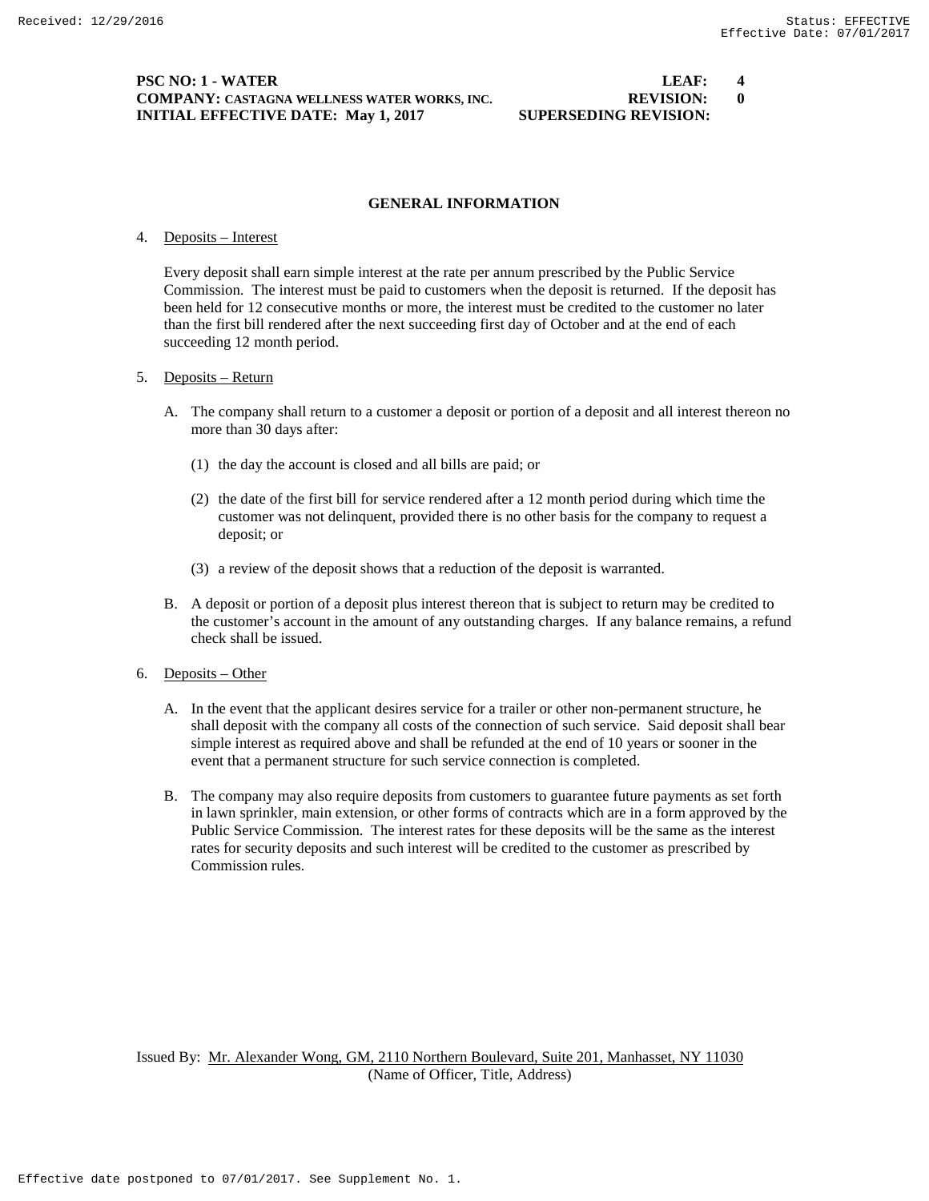**PSC NO: 1 - WATER** **LEAF: 4**
**COMPANY: CASTAGNA WELLNESS WATER WORKS, INC.** **REVISION: 0**
**INITIAL EFFECTIVE DATE: May 1, 2017** **SUPERSEDING REVISION:**

## GENERAL INFORMATION

4. Deposits – Interest

   Every deposit shall earn simple interest at the rate per annum prescribed by the Public Service Commission. The interest must be paid to customers when the deposit is returned. If the deposit has been held for 12 consecutive months or more, the interest must be credited to the customer no later than the first bill rendered after the next succeeding first day of October and at the end of each succeeding 12 month period.

5. Deposits – Return

   A. The company shall return to a customer a deposit or portion of a deposit and all interest thereon no more than 30 days after:

      (1) the day the account is closed and all bills are paid; or

      (2) the date of the first bill for service rendered after a 12 month period during which time the customer was not delinquent, provided there is no other basis for the company to request a deposit; or

      (3) a review of the deposit shows that a reduction of the deposit is warranted.

   B. A deposit or portion of a deposit plus interest thereon that is subject to return may be credited to the customer's account in the amount of any outstanding charges. If any balance remains, a refund check shall be issued.

6. Deposits – Other

   A. In the event that the applicant desires service for a trailer or other non-permanent structure, he shall deposit with the company all costs of the connection of such service. Said deposit shall bear simple interest as required above and shall be refunded at the end of 10 years or sooner in the event that a permanent structure for such service connection is completed.

   B. The company may also require deposits from customers to guarantee future payments as set forth in lawn sprinkler, main extension, or other forms of contracts which are in a form approved by the Public Service Commission. The interest rates for these deposits will be the same as the interest rates for security deposits and such interest will be credited to the customer as prescribed by Commission rules.

Issued By: Mr. Alexander Wong, GM, 2110 Northern Boulevard, Suite 201, Manhasset, NY 11030
(Name of Officer, Title, Address)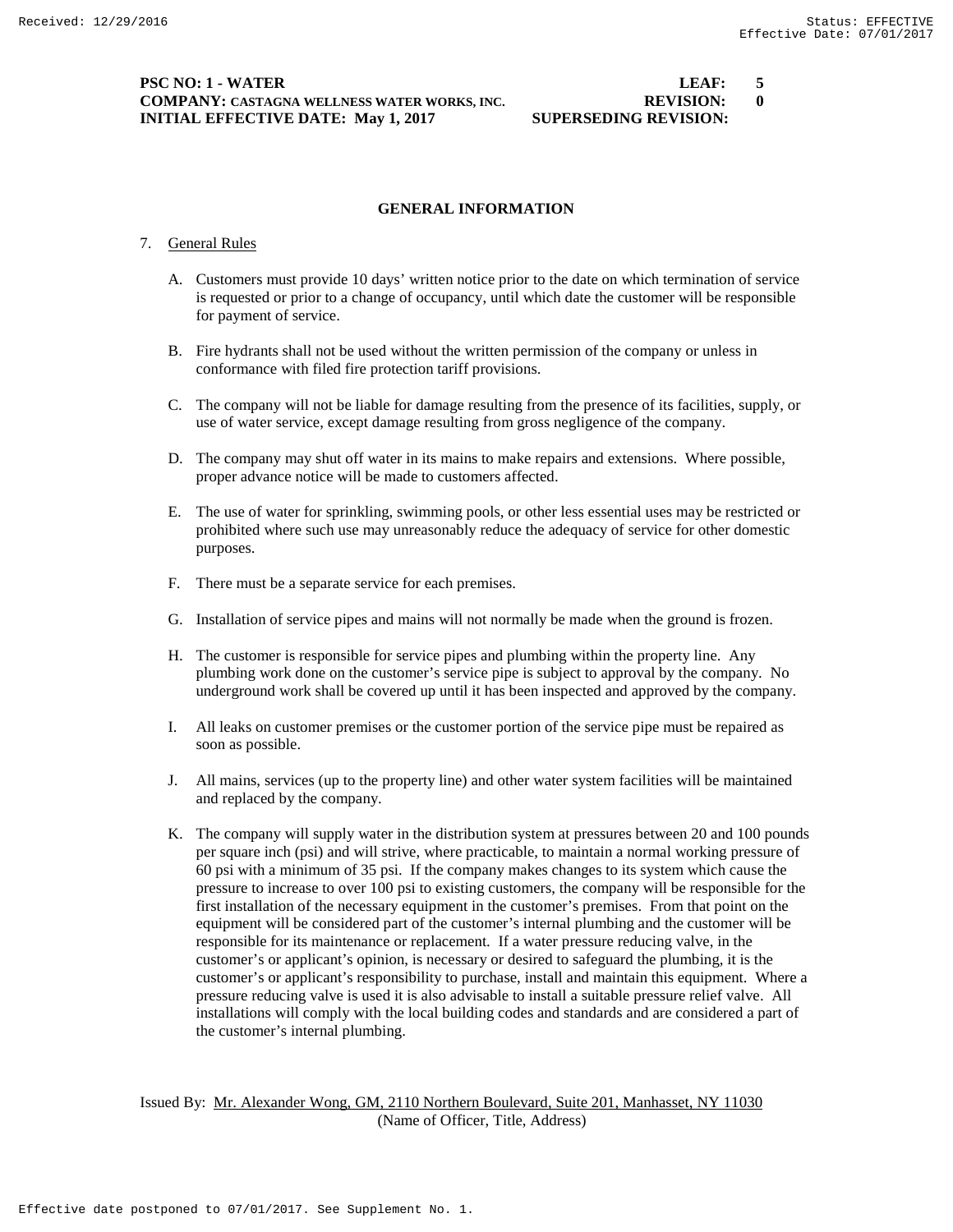## GENERAL INFORMATION

7. General Rules

   A. Customers must provide 10 days' written notice prior to the date on which termination of service is requested or prior to a change of occupancy, until which date the customer will be responsible for payment of service.

   B. Fire hydrants shall not be used without the written permission of the company or unless in conformance with filed fire protection tariff provisions.

   C. The company will not be liable for damage resulting from the presence of its facilities, supply, or use of water service, except damage resulting from gross negligence of the company.

   D. The company may shut off water in its mains to make repairs and extensions. Where possible, proper advance notice will be made to customers affected.

   E. The use of water for sprinkling, swimming pools, or other less essential uses may be restricted or prohibited where such use may unreasonably reduce the adequacy of service for other domestic purposes.

   F. There must be a separate service for each premises.

   G. Installation of service pipes and mains will not normally be made when the ground is frozen.

   H. The customer is responsible for service pipes and plumbing within the property line. Any plumbing work done on the customer's service pipe is subject to approval by the company. No underground work shall be covered up until it has been inspected and approved by the company.

   I. All leaks on customer premises or the customer portion of the service pipe must be repaired as soon as possible.

   J. All mains, services (up to the property line) and other water system facilities will be maintained and replaced by the company.

   K. The company will supply water in the distribution system at pressures between 20 and 100 pounds per square inch (psi) and will strive, where practicable, to maintain a normal working pressure of 60 psi with a minimum of 35 psi. If the company makes changes to its system which cause the pressure to increase to over 100 psi to existing customers, the company will be responsible for the first installation of the necessary equipment in the customer's premises. From that point on the equipment will be considered part of the customer's internal plumbing and the customer will be responsible for its maintenance or replacement. If a water pressure reducing valve, in the customer's or applicant's opinion, is necessary or desired to safeguard the plumbing, it is the customer's or applicant's responsibility to purchase, install and maintain this equipment. Where a pressure reducing valve is used it is also advisable to install a suitable pressure relief valve. All installations will comply with the local building codes and standards and are considered a part of the customer's internal plumbing.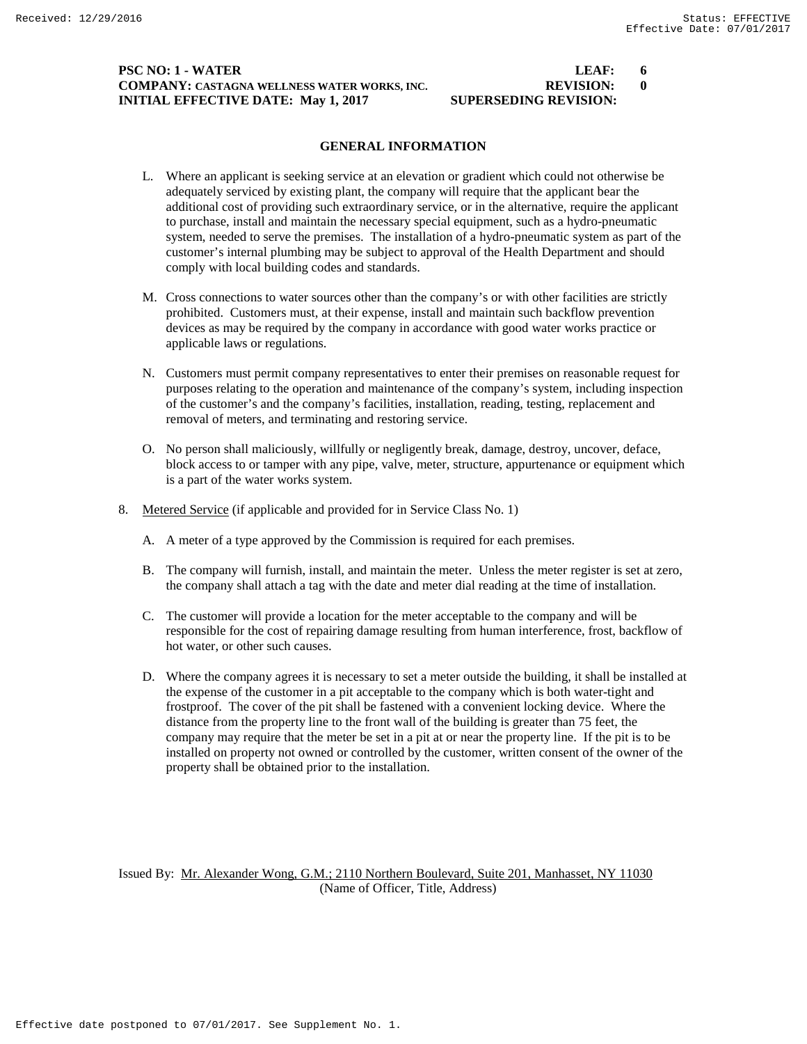## GENERAL INFORMATION

L. Where an applicant is seeking service at an elevation or gradient which could not otherwise be adequately serviced by existing plant, the company will require that the applicant bear the additional cost of providing such extraordinary service, or in the alternative, require the applicant to purchase, install and maintain the necessary special equipment, such as a hydro-pneumatic system, needed to serve the premises. The installation of a hydro-pneumatic system as part of the customer's internal plumbing may be subject to approval of the Health Department and should comply with local building codes and standards.

M. Cross connections to water sources other than the company's or with other facilities are strictly prohibited. Customers must, at their expense, install and maintain such backflow prevention devices as may be required by the company in accordance with good water works practice or applicable laws or regulations.

N. Customers must permit company representatives to enter their premises on reasonable request for purposes relating to the operation and maintenance of the company's system, including inspection of the customer's and the company's facilities, installation, reading, testing, replacement and removal of meters, and terminating and restoring service.

O. No person shall maliciously, willfully or negligently break, damage, destroy, uncover, deface, block access to or tamper with any pipe, valve, meter, structure, appurtenance or equipment which is a part of the water works system.

8. Metered Service (if applicable and provided for in Service Class No. 1)

A. A meter of a type approved by the Commission is required for each premises.

B. The company will furnish, install, and maintain the meter. Unless the meter register is set at zero, the company shall attach a tag with the date and meter dial reading at the time of installation.

C. The customer will provide a location for the meter acceptable to the company and will be responsible for the cost of repairing damage resulting from human interference, frost, backflow of hot water, or other such causes.

D. Where the company agrees it is necessary to set a meter outside the building, it shall be installed at the expense of the customer in a pit acceptable to the company which is both water-tight and frostproof. The cover of the pit shall be fastened with a convenient locking device. Where the distance from the property line to the front wall of the building is greater than 75 feet, the company may require that the meter be set in a pit at or near the property line. If the pit is to be installed on property not owned or controlled by the customer, written consent of the owner of the property shall be obtained prior to the installation.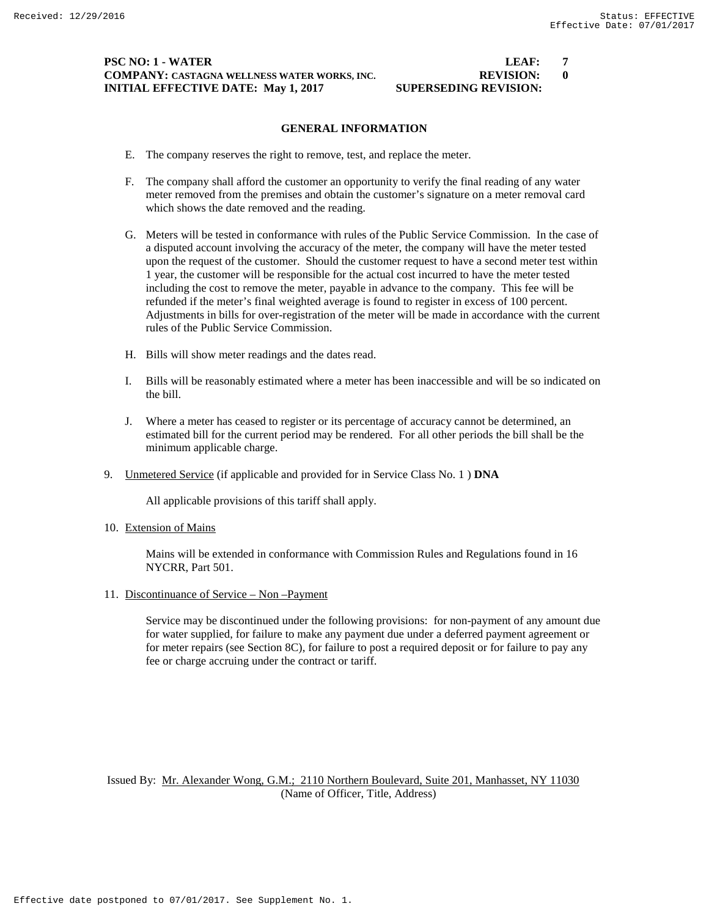## GENERAL INFORMATION

E. The company reserves the right to remove, test, and replace the meter.

F. The company shall afford the customer an opportunity to verify the final reading of any water meter removed from the premises and obtain the customer's signature on a meter removal card which shows the date removed and the reading.

G. Meters will be tested in conformance with rules of the Public Service Commission. In the case of a disputed account involving the accuracy of the meter, the company will have the meter tested upon the request of the customer. Should the customer request to have a second meter test within 1 year, the customer will be responsible for the actual cost incurred to have the meter tested including the cost to remove the meter, payable in advance to the company. This fee will be refunded if the meter's final weighted average is found to register in excess of 100 percent. Adjustments in bills for over-registration of the meter will be made in accordance with the current rules of the Public Service Commission.

H. Bills will show meter readings and the dates read.

I. Bills will be reasonably estimated where a meter has been inaccessible and will be so indicated on the bill.

J. Where a meter has ceased to register or its percentage of accuracy cannot be determined, an estimated bill for the current period may be rendered. For all other periods the bill shall be the minimum applicable charge.

9. Unmetered Service (if applicable and provided for in Service Class No. 1 ) **DNA**

   All applicable provisions of this tariff shall apply.

10. Extension of Mains

    Mains will be extended in conformance with Commission Rules and Regulations found in 16 NYCRR, Part 501.

11. Discontinuance of Service – Non –Payment

    Service may be discontinued under the following provisions: for non-payment of any amount due for water supplied, for failure to make any payment due under a deferred payment agreement or for meter repairs (see Section 8C), for failure to post a required deposit or for failure to pay any fee or charge accruing under the contract or tariff.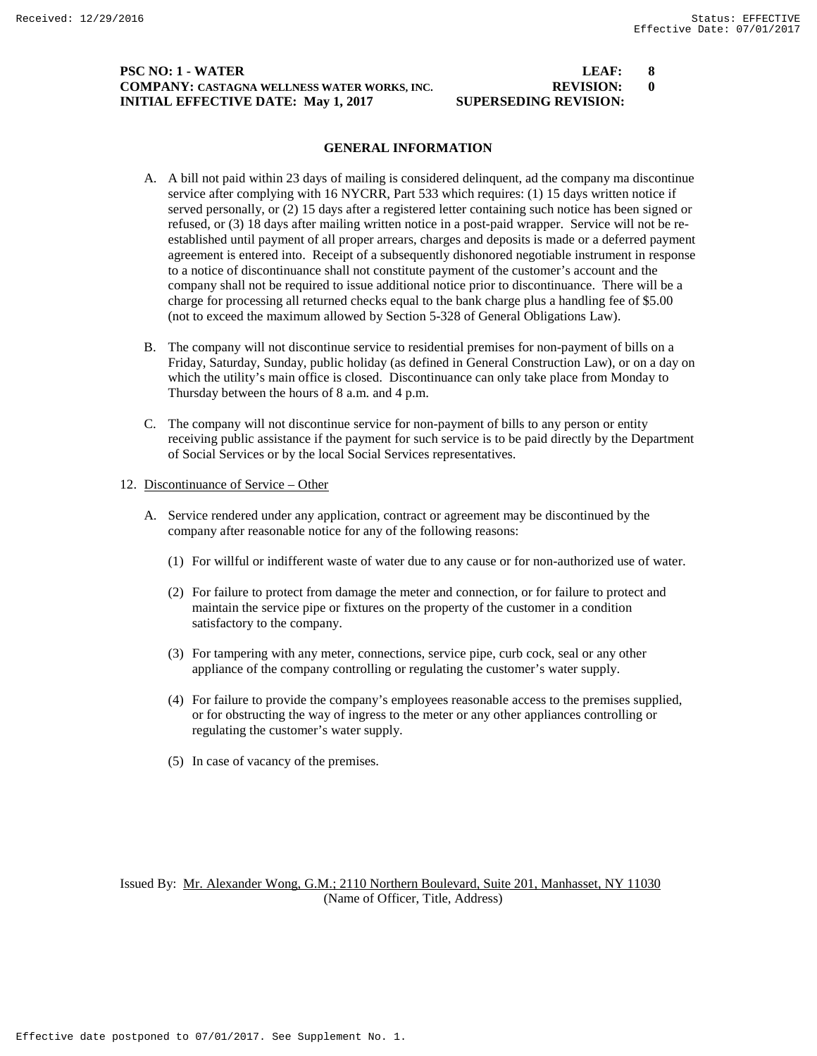**PSC NO: 1 - WATER** **LEAF: 8**
**COMPANY: CASTAGNA WELLNESS WATER WORKS, INC.** **REVISION: 0**
**INITIAL EFFECTIVE DATE: May 1, 2017** **SUPERSEDING REVISION:**

## GENERAL INFORMATION

A. A bill not paid within 23 days of mailing is considered delinquent, ad the company ma discontinue service after complying with 16 NYCRR, Part 533 which requires: (1) 15 days written notice if served personally, or (2) 15 days after a registered letter containing such notice has been signed or refused, or (3) 18 days after mailing written notice in a post-paid wrapper. Service will not be re-established until payment of all proper arrears, charges and deposits is made or a deferred payment agreement is entered into. Receipt of a subsequently dishonored negotiable instrument in response to a notice of discontinuance shall not constitute payment of the customer's account and the company shall not be required to issue additional notice prior to discontinuance. There will be a charge for processing all returned checks equal to the bank charge plus a handling fee of $5.00 (not to exceed the maximum allowed by Section 5-328 of General Obligations Law).

B. The company will not discontinue service to residential premises for non-payment of bills on a Friday, Saturday, Sunday, public holiday (as defined in General Construction Law), or on a day on which the utility's main office is closed. Discontinuance can only take place from Monday to Thursday between the hours of 8 a.m. and 4 p.m.

C. The company will not discontinue service for non-payment of bills to any person or entity receiving public assistance if the payment for such service is to be paid directly by the Department of Social Services or by the local Social Services representatives.

12. Discontinuance of Service – Other

A. Service rendered under any application, contract or agreement may be discontinued by the company after reasonable notice for any of the following reasons:

(1) For willful or indifferent waste of water due to any cause or for non-authorized use of water.

(2) For failure to protect from damage the meter and connection, or for failure to protect and maintain the service pipe or fixtures on the property of the customer in a condition satisfactory to the company.

(3) For tampering with any meter, connections, service pipe, curb cock, seal or any other appliance of the company controlling or regulating the customer's water supply.

(4) For failure to provide the company's employees reasonable access to the premises supplied, or for obstructing the way of ingress to the meter or any other appliances controlling or regulating the customer's water supply.

(5) In case of vacancy of the premises.

Issued By: Mr. Alexander Wong, G.M.; 2110 Northern Boulevard, Suite 201, Manhasset, NY 11030
(Name of Officer, Title, Address)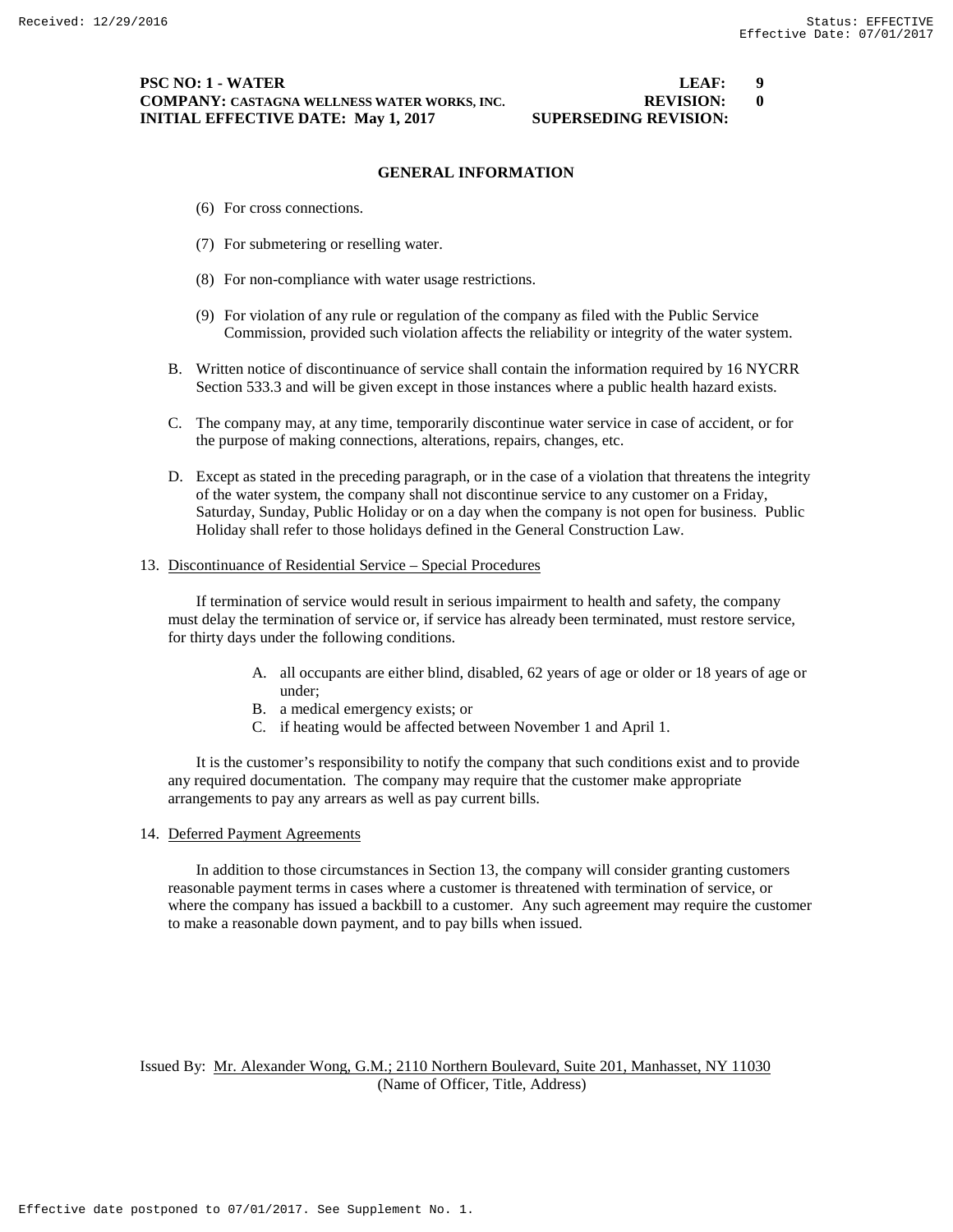**GENERAL INFORMATION**

(6) For cross connections.

(7) For submetering or reselling water.

(8) For non-compliance with water usage restrictions.

(9) For violation of any rule or regulation of the company as filed with the Public Service Commission, provided such violation affects the reliability or integrity of the water system.

B. Written notice of discontinuance of service shall contain the information required by 16 NYCRR Section 533.3 and will be given except in those instances where a public health hazard exists.

C. The company may, at any time, temporarily discontinue water service in case of accident, or for the purpose of making connections, alterations, repairs, changes, etc.

D. Except as stated in the preceding paragraph, or in the case of a violation that threatens the integrity of the water system, the company shall not discontinue service to any customer on a Friday, Saturday, Sunday, Public Holiday or on a day when the company is not open for business. Public Holiday shall refer to those holidays defined in the General Construction Law.

13. Discontinuance of Residential Service – Special Procedures

If termination of service would result in serious impairment to health and safety, the company must delay the termination of service or, if service has already been terminated, must restore service, for thirty days under the following conditions.

A. all occupants are either blind, disabled, 62 years of age or older or 18 years of age or under;
B. a medical emergency exists; or
C. if heating would be affected between November 1 and April 1.

It is the customer's responsibility to notify the company that such conditions exist and to provide any required documentation. The company may require that the customer make appropriate arrangements to pay any arrears as well as pay current bills.

14. Deferred Payment Agreements

In addition to those circumstances in Section 13, the company will consider granting customers reasonable payment terms in cases where a customer is threatened with termination of service, or where the company has issued a backbill to a customer. Any such agreement may require the customer to make a reasonable down payment, and to pay bills when issued.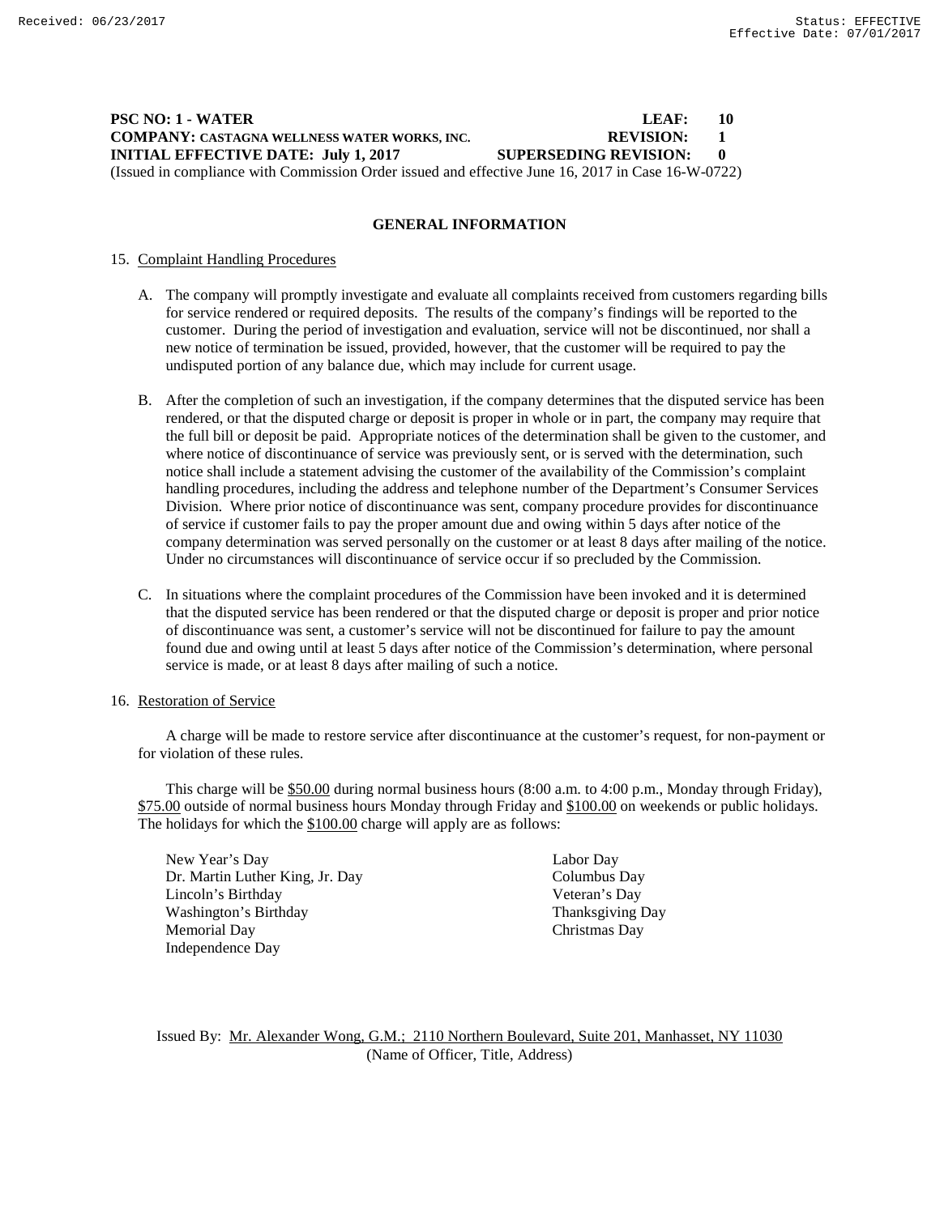**PSC NO: 1 - WATER** **LEAF: 10**
**COMPANY: CASTAGNA WELLNESS WATER WORKS, INC.** **REVISION: 1**
**INITIAL EFFECTIVE DATE: July 1, 2017** **SUPERSEDING REVISION: 0**
(Issued in compliance with Commission Order issued and effective June 16, 2017 in Case 16-W-0722)

## GENERAL INFORMATION

15. Complaint Handling Procedures

A. The company will promptly investigate and evaluate all complaints received from customers regarding bills for service rendered or required deposits. The results of the company's findings will be reported to the customer. During the period of investigation and evaluation, service will not be discontinued, nor shall a new notice of termination be issued, provided, however, that the customer will be required to pay the undisputed portion of any balance due, which may include for current usage.

B. After the completion of such an investigation, if the company determines that the disputed service has been rendered, or that the disputed charge or deposit is proper in whole or in part, the company may require that the full bill or deposit be paid. Appropriate notices of the determination shall be given to the customer, and where notice of discontinuance of service was previously sent, or is served with the determination, such notice shall include a statement advising the customer of the availability of the Commission's complaint handling procedures, including the address and telephone number of the Department's Consumer Services Division. Where prior notice of discontinuance was sent, company procedure provides for discontinuance of service if customer fails to pay the proper amount due and owing within 5 days after notice of the company determination was served personally on the customer or at least 8 days after mailing of the notice. Under no circumstances will discontinuance of service occur if so precluded by the Commission.

C. In situations where the complaint procedures of the Commission have been invoked and it is determined that the disputed service has been rendered or that the disputed charge or deposit is proper and prior notice of discontinuance was sent, a customer's service will not be discontinued for failure to pay the amount found due and owing until at least 5 days after notice of the Commission's determination, where personal service is made, or at least 8 days after mailing of such a notice.

16. Restoration of Service

A charge will be made to restore service after discontinuance at the customer's request, for non-payment or for violation of these rules.

This charge will be $50.00 during normal business hours (8:00 a.m. to 4:00 p.m., Monday through Friday), $75.00 outside of normal business hours Monday through Friday and $100.00 on weekends or public holidays. The holidays for which the $100.00 charge will apply are as follows:

New Year's Day
Dr. Martin Luther King, Jr. Day
Lincoln's Birthday
Washington's Birthday
Memorial Day
Independence Day
Labor Day
Columbus Day
Veteran's Day
Thanksgiving Day
Christmas Day

Issued By: Mr. Alexander Wong, G.M.; 2110 Northern Boulevard, Suite 201, Manhasset, NY 11030
(Name of Officer, Title, Address)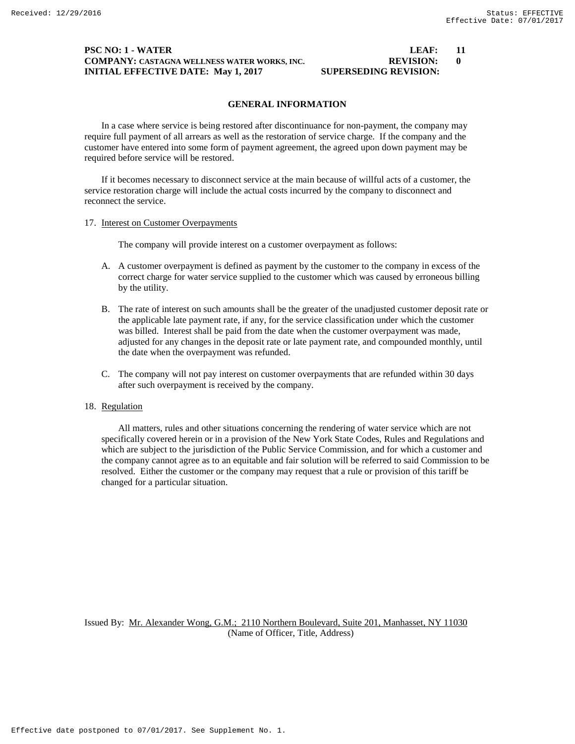**PSC NO: 1 - WATER** **LEAF: 11**
**COMPANY: CASTAGNA WELLNESS WATER WORKS, INC.** **REVISION: 0**
**INITIAL EFFECTIVE DATE: May 1, 2017** **SUPERSEDING REVISION:**

## GENERAL INFORMATION

In a case where service is being restored after discontinuance for non-payment, the company may require full payment of all arrears as well as the restoration of service charge. If the company and the customer have entered into some form of payment agreement, the agreed upon down payment may be required before service will be restored.

If it becomes necessary to disconnect service at the main because of willful acts of a customer, the service restoration charge will include the actual costs incurred by the company to disconnect and reconnect the service.

17. Interest on Customer Overpayments

The company will provide interest on a customer overpayment as follows:

A. A customer overpayment is defined as payment by the customer to the company in excess of the correct charge for water service supplied to the customer which was caused by erroneous billing by the utility.

B. The rate of interest on such amounts shall be the greater of the unadjusted customer deposit rate or the applicable late payment rate, if any, for the service classification under which the customer was billed. Interest shall be paid from the date when the customer overpayment was made, adjusted for any changes in the deposit rate or late payment rate, and compounded monthly, until the date when the overpayment was refunded.

C. The company will not pay interest on customer overpayments that are refunded within 30 days after such overpayment is received by the company.

18. Regulation

All matters, rules and other situations concerning the rendering of water service which are not specifically covered herein or in a provision of the New York State Codes, Rules and Regulations and which are subject to the jurisdiction of the Public Service Commission, and for which a customer and the company cannot agree as to an equitable and fair solution will be referred to said Commission to be resolved. Either the customer or the company may request that a rule or provision of this tariff be changed for a particular situation.

Issued By: Mr. Alexander Wong, G.M.; 2110 Northern Boulevard, Suite 201, Manhasset, NY 11030
(Name of Officer, Title, Address)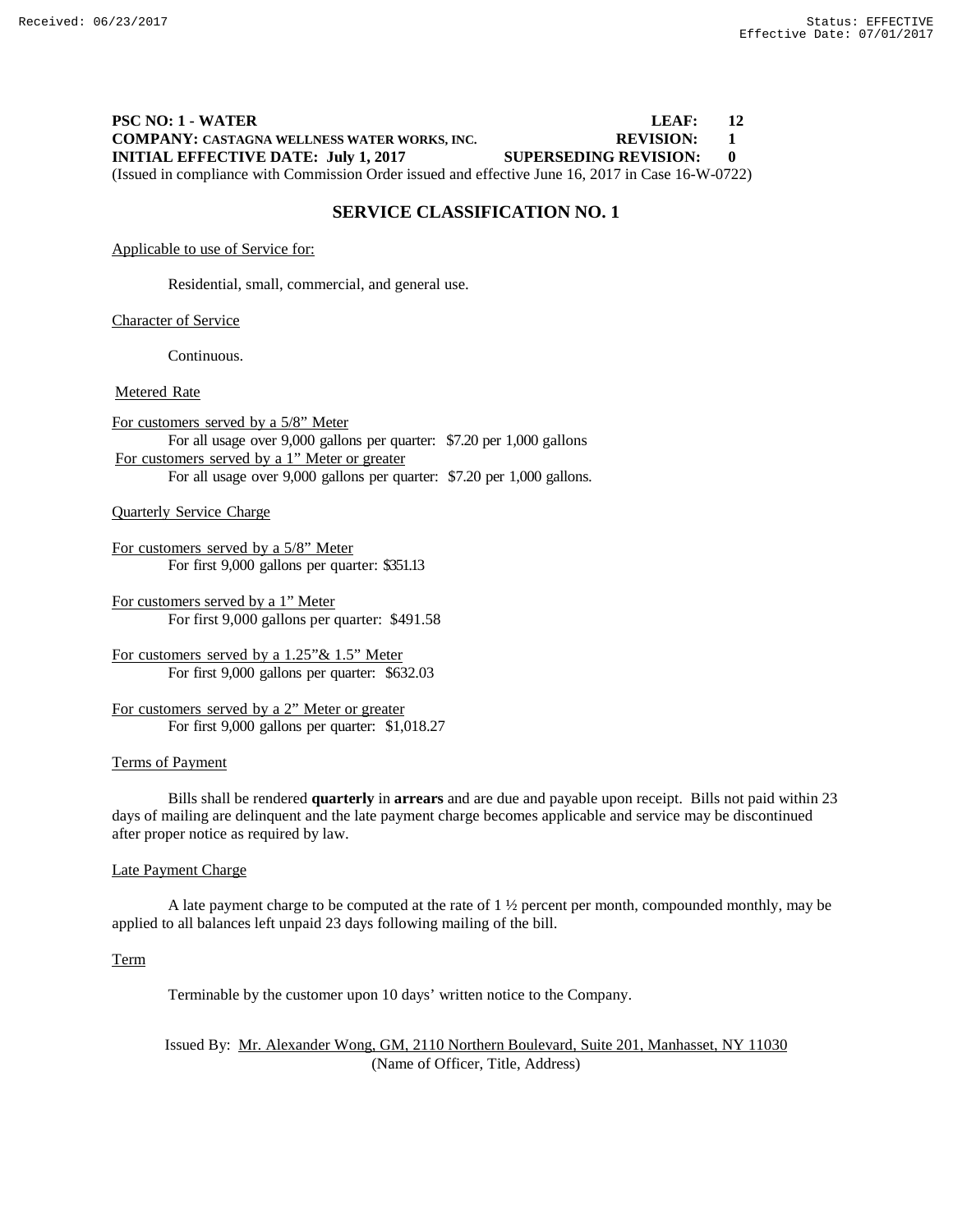**PSC NO: 1 - WATER** **LEAF: 12**
**COMPANY: CASTAGNA WELLNESS WATER WORKS, INC.** **REVISION: 1**
**INITIAL EFFECTIVE DATE: July 1, 2017** **SUPERSEDING REVISION: 0**
(Issued in compliance with Commission Order issued and effective June 16, 2017 in Case 16-W-0722)

## SERVICE CLASSIFICATION NO. 1

Applicable to use of Service for:

Residential, small, commercial, and general use.

Character of Service

Continuous.

Metered Rate

For customers served by a 5/8" Meter
For all usage over 9,000 gallons per quarter: $7.20 per 1,000 gallons
For customers served by a 1" Meter or greater
For all usage over 9,000 gallons per quarter: $7.20 per 1,000 gallons.

Quarterly Service Charge

For customers served by a 5/8" Meter
For first 9,000 gallons per quarter: $351.13

For customers served by a 1" Meter
For first 9,000 gallons per quarter: $491.58

For customers served by a 1.25"& 1.5" Meter
For first 9,000 gallons per quarter: $632.03

For customers served by a 2" Meter or greater
For first 9,000 gallons per quarter: $1,018.27

Terms of Payment

Bills shall be rendered **quarterly** in **arrears** and are due and payable upon receipt. Bills not paid within 23 days of mailing are delinquent and the late payment charge becomes applicable and service may be discontinued after proper notice as required by law.

Late Payment Charge

A late payment charge to be computed at the rate of 1 ½ percent per month, compounded monthly, may be applied to all balances left unpaid 23 days following mailing of the bill.

Term

Terminable by the customer upon 10 days' written notice to the Company.

Issued By: Mr. Alexander Wong, GM, 2110 Northern Boulevard, Suite 201, Manhasset, NY 11030
(Name of Officer, Title, Address)